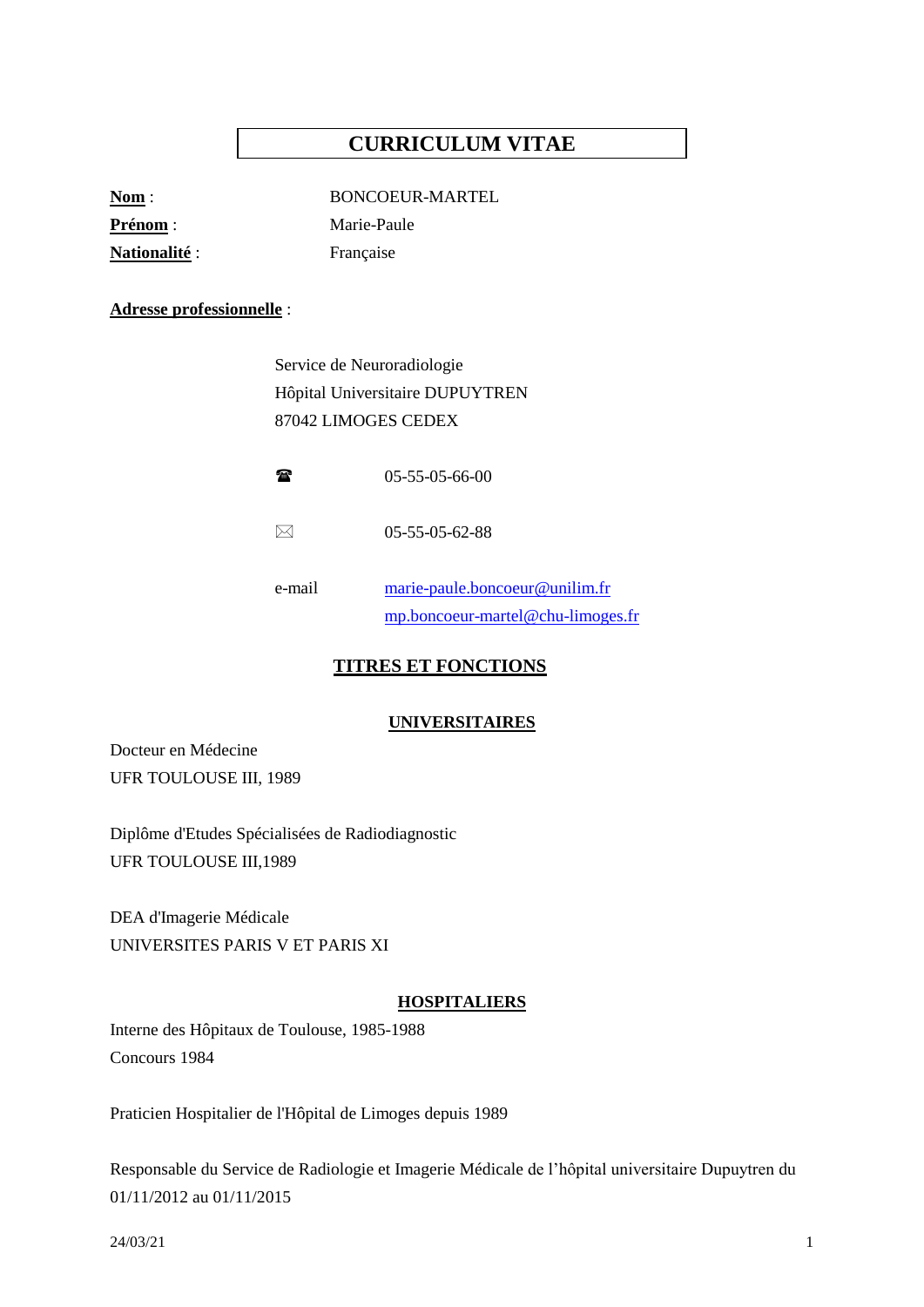# CURRICULUM VITAE

**Nom** : BONCOEUR-MARTEL

**Prénom** : Marie-Paule

**Nationalité** : Française

**Adresse professionnelle** :

Service de Neuroradiologie
Hôpital Universitaire DUPUYTREN
87042 LIMOGES CEDEX

☎ 05-55-05-66-00

🖂 05-55-05-62-88

e-mail marie-paule.boncoeur@unilim.fr
mp.boncoeur-martel@chu-limoges.fr

## TITRES ET FONCTIONS

### UNIVERSITAIRES

Docteur en Médecine
UFR TOULOUSE III, 1989

Diplôme d'Etudes Spécialisées de Radiodiagnostic
UFR TOULOUSE III,1989

DEA d'Imagerie Médicale
UNIVERSITES PARIS V ET PARIS XI

### HOSPITALIERS

Interne des Hôpitaux de Toulouse, 1985-1988
Concours 1984

Praticien Hospitalier de l'Hôpital de Limoges depuis 1989

Responsable du Service de Radiologie et Imagerie Médicale de l'hôpital universitaire Dupuytren du 01/11/2012 au 01/11/2015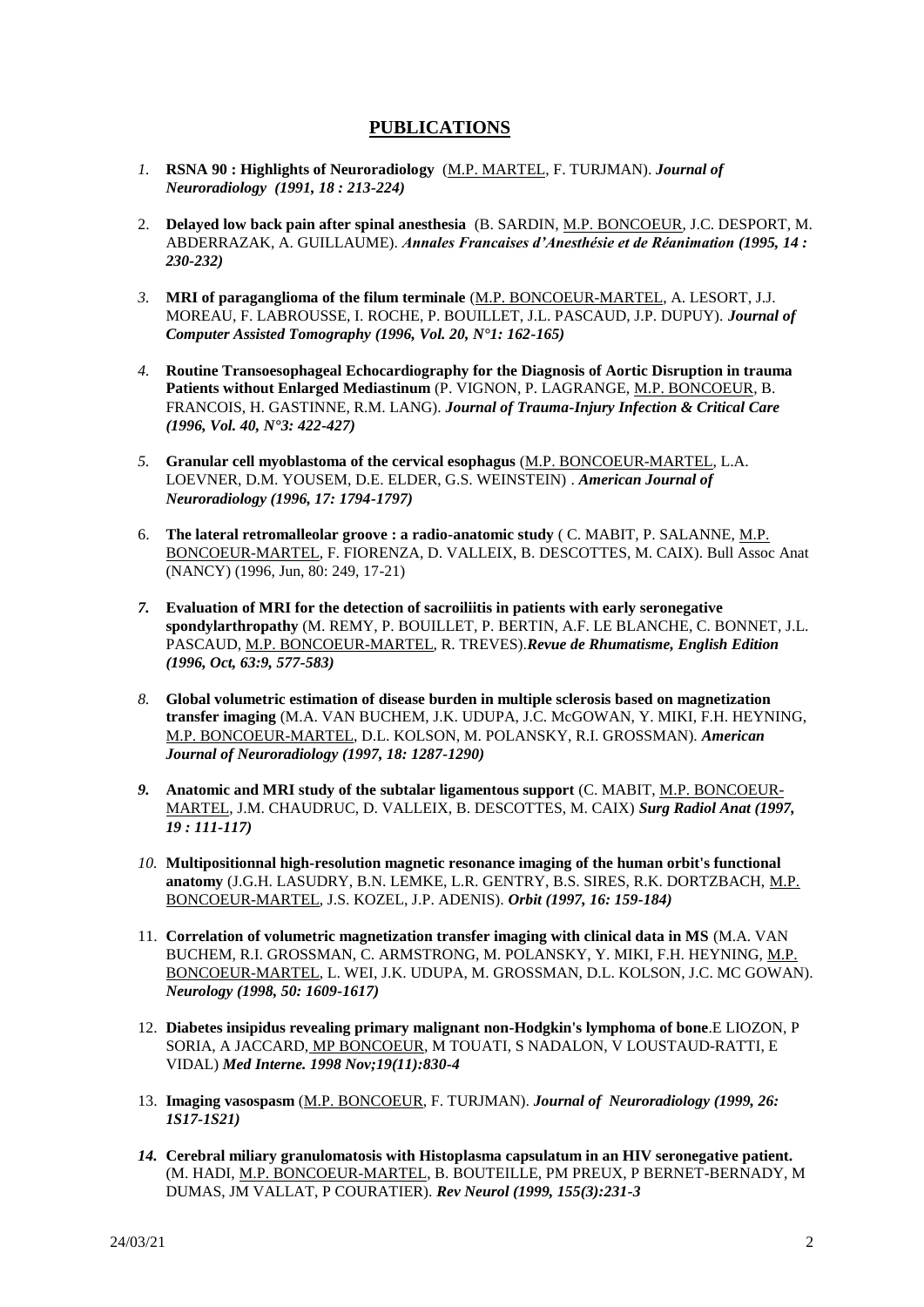## PUBLICATIONS

1. **RSNA 90 : Highlights of Neuroradiology** (M.P. MARTEL, F. TURJMAN). ***Journal of Neuroradiology (1991, 18 : 213-224)***

2. **Delayed low back pain after spinal anesthesia** (B. SARDIN, M.P. BONCOEUR, J.C. DESPORT, M. ABDERRAZAK, A. GUILLAUME). ***Annales Francaises d'Anesthésie et de Réanimation (1995, 14 : 230-232)***

3. **MRI of paraganglioma of the filum terminale** (M.P. BONCOEUR-MARTEL, A. LESORT, J.J. MOREAU, F. LABROUSSE, I. ROCHE, P. BOUILLET, J.L. PASCAUD, J.P. DUPUY). ***Journal of Computer Assisted Tomography (1996, Vol. 20, N°1: 162-165)***

4. **Routine Transoesophageal Echocardiography for the Diagnosis of Aortic Disruption in trauma Patients without Enlarged Mediastinum** (P. VIGNON, P. LAGRANGE, M.P. BONCOEUR, B. FRANCOIS, H. GASTINNE, R.M. LANG). ***Journal of Trauma-Injury Infection & Critical Care (1996, Vol. 40, N°3: 422-427)***

5. **Granular cell myoblastoma of the cervical esophagus** (M.P. BONCOEUR-MARTEL, L.A. LOEVNER, D.M. YOUSEM, D.E. ELDER, G.S. WEINSTEIN) . ***American Journal of Neuroradiology (1996, 17: 1794-1797)***

6. **The lateral retromalleolar groove : a radio-anatomic study** ( C. MABIT, P. SALANNE, M.P. BONCOEUR-MARTEL, F. FIORENZA, D. VALLEIX, B. DESCOTTES, M. CAIX). Bull Assoc Anat (NANCY) (1996, Jun, 80: 249, 17-21)

7. **Evaluation of MRI for the detection of sacroiliitis in patients with early seronegative spondylarthropathy** (M. REMY, P. BOUILLET, P. BERTIN, A.F. LE BLANCHE, C. BONNET, J.L. PASCAUD, M.P. BONCOEUR-MARTEL, R. TREVES).***Revue de Rhumatisme, English Edition (1996, Oct, 63:9, 577-583)***

8. **Global volumetric estimation of disease burden in multiple sclerosis based on magnetization transfer imaging** (M.A. VAN BUCHEM, J.K. UDUPA, J.C. McGOWAN, Y. MIKI, F.H. HEYNING, M.P. BONCOEUR-MARTEL, D.L. KOLSON, M. POLANSKY, R.I. GROSSMAN). ***American Journal of Neuroradiology (1997, 18: 1287-1290)***

9. **Anatomic and MRI study of the subtalar ligamentous support** (C. MABIT, M.P. BONCOEUR-MARTEL, J.M. CHAUDRUC, D. VALLEIX, B. DESCOTTES, M. CAIX) ***Surg Radiol Anat (1997, 19 : 111-117)***

10. **Multipositionnal high-resolution magnetic resonance imaging of the human orbit's functional anatomy** (J.G.H. LASUDRY, B.N. LEMKE, L.R. GENTRY, B.S. SIRES, R.K. DORTZBACH, M.P. BONCOEUR-MARTEL, J.S. KOZEL, J.P. ADENIS). ***Orbit (1997, 16: 159-184)***

11. **Correlation of volumetric magnetization transfer imaging with clinical data in MS** (M.A. VAN BUCHEM, R.I. GROSSMAN, C. ARMSTRONG, M. POLANSKY, Y. MIKI, F.H. HEYNING, M.P. BONCOEUR-MARTEL, L. WEI, J.K. UDUPA, M. GROSSMAN, D.L. KOLSON, J.C. MC GOWAN). ***Neurology (1998, 50: 1609-1617)***

12. **Diabetes insipidus revealing primary malignant non-Hodgkin's lymphoma of bone**.E LIOZON, P SORIA, A JACCARD, MP BONCOEUR, M TOUATI, S NADALON, V LOUSTAUD-RATTI, E VIDAL) ***Med Interne. 1998 Nov;19(11):830-4***

13. **Imaging vasospasm** (M.P. BONCOEUR, F. TURJMAN). ***Journal of Neuroradiology (1999, 26: 1S17-1S21)***

14. **Cerebral miliary granulomatosis with Histoplasma capsulatum in an HIV seronegative patient.** (M. HADI, M.P. BONCOEUR-MARTEL, B. BOUTEILLE, PM PREUX, P BERNET-BERNADY, M DUMAS, JM VALLAT, P COURATIER). ***Rev Neurol (1999, 155(3):231-3***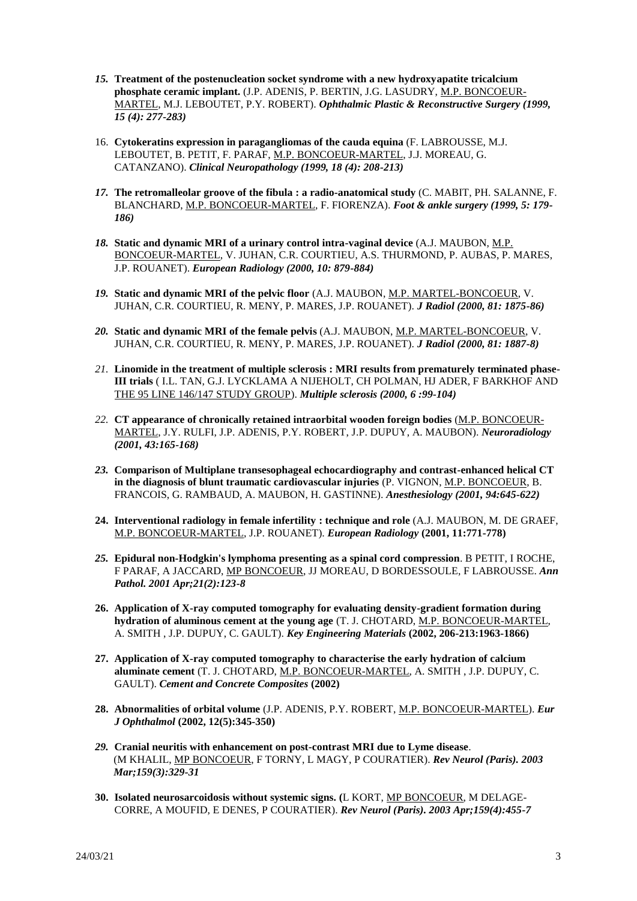*15.* **Treatment of the postenucleation socket syndrome with a new hydroxyapatite tricalcium phosphate ceramic implant.** (J.P. ADENIS, P. BERTIN, J.G. LASUDRY, M.P. BONCOEUR-MARTEL, M.J. LEBOUTET, P.Y. ROBERT). ***Ophthalmic Plastic & Reconstructive Surgery (1999, 15 (4): 277-283)***

16. **Cytokeratins expression in paragangliomas of the cauda equina** (F. LABROUSSE, M.J. LEBOUTET, B. PETIT, F. PARAF, M.P. BONCOEUR-MARTEL, J.J. MOREAU, G. CATANZANO). ***Clinical Neuropathology (1999, 18 (4): 208-213)***

*17.* **The retromalleolar groove of the fibula : a radio-anatomical study** (C. MABIT, PH. SALANNE, F. BLANCHARD, M.P. BONCOEUR-MARTEL, F. FIORENZA). ***Foot & ankle surgery (1999, 5: 179-186)***

*18.* **Static and dynamic MRI of a urinary control intra-vaginal device** (A.J. MAUBON, M.P. BONCOEUR-MARTEL, V. JUHAN, C.R. COURTIEU, A.S. THURMOND, P. AUBAS, P. MARES, J.P. ROUANET). ***European Radiology (2000, 10: 879-884)***

*19.* **Static and dynamic MRI of the pelvic floor** (A.J. MAUBON, M.P. MARTEL-BONCOEUR, V. JUHAN, C.R. COURTIEU, R. MENY, P. MARES, J.P. ROUANET). ***J Radiol (2000, 81: 1875-86)***

*20.* **Static and dynamic MRI of the female pelvis** (A.J. MAUBON, M.P. MARTEL-BONCOEUR, V. JUHAN, C.R. COURTIEU, R. MENY, P. MARES, J.P. ROUANET). ***J Radiol (2000, 81: 1887-8)***

*21.* **Linomide in the treatment of multiple sclerosis : MRI results from prematurely terminated phase-III trials** ( I.L. TAN, G.J. LYCKLAMA A NIJEHOLT, CH POLMAN, HJ ADER, F BARKHOF AND THE 95 LINE 146/147 STUDY GROUP). ***Multiple sclerosis (2000, 6 :99-104)***

*22.* **CT appearance of chronically retained intraorbital wooden foreign bodies** (M.P. BONCOEUR-MARTEL, J.Y. RULFI, J.P. ADENIS, P.Y. ROBERT, J.P. DUPUY, A. MAUBON). ***Neuroradiology (2001, 43:165-168)***

*23.* **Comparison of Multiplane transesophageal echocardiography and contrast-enhanced helical CT in the diagnosis of blunt traumatic cardiovascular injuries** (P. VIGNON, M.P. BONCOEUR, B. FRANCOIS, G. RAMBAUD, A. MAUBON, H. GASTINNE). ***Anesthesiology (2001, 94:645-622)***

**24. Interventional radiology in female infertility : technique and role** (A.J. MAUBON, M. DE GRAEF, M.P. BONCOEUR-MARTEL, J.P. ROUANET). ***European Radiology* (2001, 11:771-778)**

*25.* **Epidural non-Hodgkin's lymphoma presenting as a spinal cord compression**. B PETIT, I ROCHE, F PARAF, A JACCARD, MP BONCOEUR, JJ MOREAU, D BORDESSOULE, F LABROUSSE. ***Ann Pathol. 2001 Apr;21(2):123-8***

**26. Application of X-ray computed tomography for evaluating density-gradient formation during hydration of aluminous cement at the young age** (T. J. CHOTARD, M.P. BONCOEUR-MARTEL, A. SMITH , J.P. DUPUY, C. GAULT). ***Key Engineering Materials* (2002, 206-213:1963-1866)**

**27. Application of X-ray computed tomography to characterise the early hydration of calcium aluminate cement** (T. J. CHOTARD, M.P. BONCOEUR-MARTEL, A. SMITH , J.P. DUPUY, C. GAULT). ***Cement and Concrete Composites* (2002)**

**28. Abnormalities of orbital volume** (J.P. ADENIS, P.Y. ROBERT, M.P. BONCOEUR-MARTEL). ***Eur J Ophthalmol* (2002, 12(5):345-350)**

*29.* **Cranial neuritis with enhancement on post-contrast MRI due to Lyme disease**. (M KHALIL, MP BONCOEUR, F TORNY, L MAGY, P COURATIER). ***Rev Neurol (Paris). 2003 Mar;159(3):329-31***

**30. Isolated neurosarcoidosis without systemic signs. (**L KORT, MP BONCOEUR, M DELAGE-CORRE, A MOUFID, E DENES, P COURATIER). ***Rev Neurol (Paris). 2003 Apr;159(4):455-7***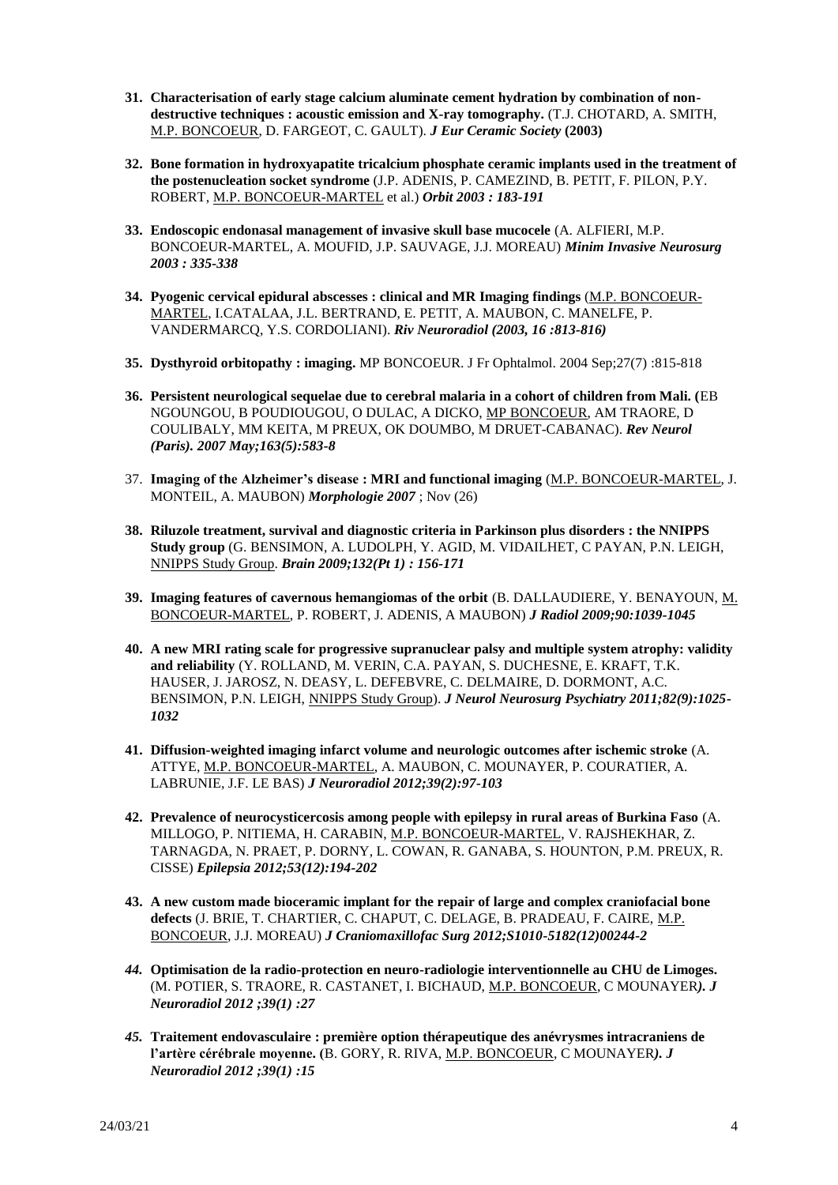31. **Characterisation of early stage calcium aluminate cement hydration by combination of non-destructive techniques : acoustic emission and X-ray tomography.** (T.J. CHOTARD, A. SMITH, M.P. BONCOEUR, D. FARGEOT, C. GAULT). ***J Eur Ceramic Society* (2003)**

32. **Bone formation in hydroxyapatite tricalcium phosphate ceramic implants used in the treatment of the postenucleation socket syndrome** (J.P. ADENIS, P. CAMEZIND, B. PETIT, F. PILON, P.Y. ROBERT, M.P. BONCOEUR-MARTEL et al.) ***Orbit 2003 : 183-191***

33. **Endoscopic endonasal management of invasive skull base mucocele** (A. ALFIERI, M.P. BONCOEUR-MARTEL, A. MOUFID, J.P. SAUVAGE, J.J. MOREAU) ***Minim Invasive Neurosurg 2003 : 335-338***

34. **Pyogenic cervical epidural abscesses : clinical and MR Imaging findings** (M.P. BONCOEUR-MARTEL, I.CATALAA, J.L. BERTRAND, E. PETIT, A. MAUBON, C. MANELFE, P. VANDERMARCQ, Y.S. CORDOLIANI). ***Riv Neuroradiol (2003, 16 :813-816)***

35. **Dysthyroid orbitopathy : imaging.** MP BONCOEUR. J Fr Ophtalmol. 2004 Sep;27(7) :815-818

36. **Persistent neurological sequelae due to cerebral malaria in a cohort of children from Mali. (**EB NGOUNGOU, B POUDIOUGOU, O DULAC, A DICKO, MP BONCOEUR, AM TRAORE, D COULIBALY, MM KEITA, M PREUX, OK DOUMBO, M DRUET-CABANAC). ***Rev Neurol (Paris). 2007 May;163(5):583-8***

37. **Imaging of the Alzheimer's disease : MRI and functional imaging** (M.P. BONCOEUR-MARTEL, J. MONTEIL, A. MAUBON) ***Morphologie 2007*** ; Nov (26)

38. **Riluzole treatment, survival and diagnostic criteria in Parkinson plus disorders : the NNIPPS Study group** (G. BENSIMON, A. LUDOLPH, Y. AGID, M. VIDAILHET, C PAYAN, P.N. LEIGH, NNIPPS Study Group. ***Brain 2009;132(Pt 1) : 156-171***

39. **Imaging features of cavernous hemangiomas of the orbit** (B. DALLAUDIERE, Y. BENAYOUN, M. BONCOEUR-MARTEL, P. ROBERT, J. ADENIS, A MAUBON) ***J Radiol 2009;90:1039-1045***

40. **A new MRI rating scale for progressive supranuclear palsy and multiple system atrophy: validity and reliability** (Y. ROLLAND, M. VERIN, C.A. PAYAN, S. DUCHESNE, E. KRAFT, T.K. HAUSER, J. JAROSZ, N. DEASY, L. DEFEBVRE, C. DELMAIRE, D. DORMONT, A.C. BENSIMON, P.N. LEIGH, NNIPPS Study Group). ***J Neurol Neurosurg Psychiatry 2011;82(9):1025-1032***

41. **Diffusion-weighted imaging infarct volume and neurologic outcomes after ischemic stroke** (A. ATTYE, M.P. BONCOEUR-MARTEL, A. MAUBON, C. MOUNAYER, P. COURATIER, A. LABRUNIE, J.F. LE BAS) ***J Neuroradiol 2012;39(2):97-103***

42. **Prevalence of neurocysticercosis among people with epilepsy in rural areas of Burkina Faso** (A. MILLOGO, P. NITIEMA, H. CARABIN, M.P. BONCOEUR-MARTEL, V. RAJSHEKHAR, Z. TARNAGDA, N. PRAET, P. DORNY, L. COWAN, R. GANABA, S. HOUNTON, P.M. PREUX, R. CISSE) ***Epilepsia 2012;53(12):194-202***

43. **A new custom made bioceramic implant for the repair of large and complex craniofacial bone defects** (J. BRIE, T. CHARTIER, C. CHAPUT, C. DELAGE, B. PRADEAU, F. CAIRE, M.P. BONCOEUR, J.J. MOREAU) ***J Craniomaxillofac Surg 2012;S1010-5182(12)00244-2***

44. **Optimisation de la radio-protection en neuro-radiologie interventionnelle au CHU de Limoges.** (M. POTIER, S. TRAORE, R. CASTANET, I. BICHAUD, M.P. BONCOEUR, C MOUNAYER***). J Neuroradiol 2012 ;39(1) :27***

45. **Traitement endovasculaire : première option thérapeutique des anévrysmes intracraniens de l'artère cérébrale moyenne. (**B. GORY, R. RIVA, M.P. BONCOEUR, C MOUNAYER***). J Neuroradiol 2012 ;39(1) :15***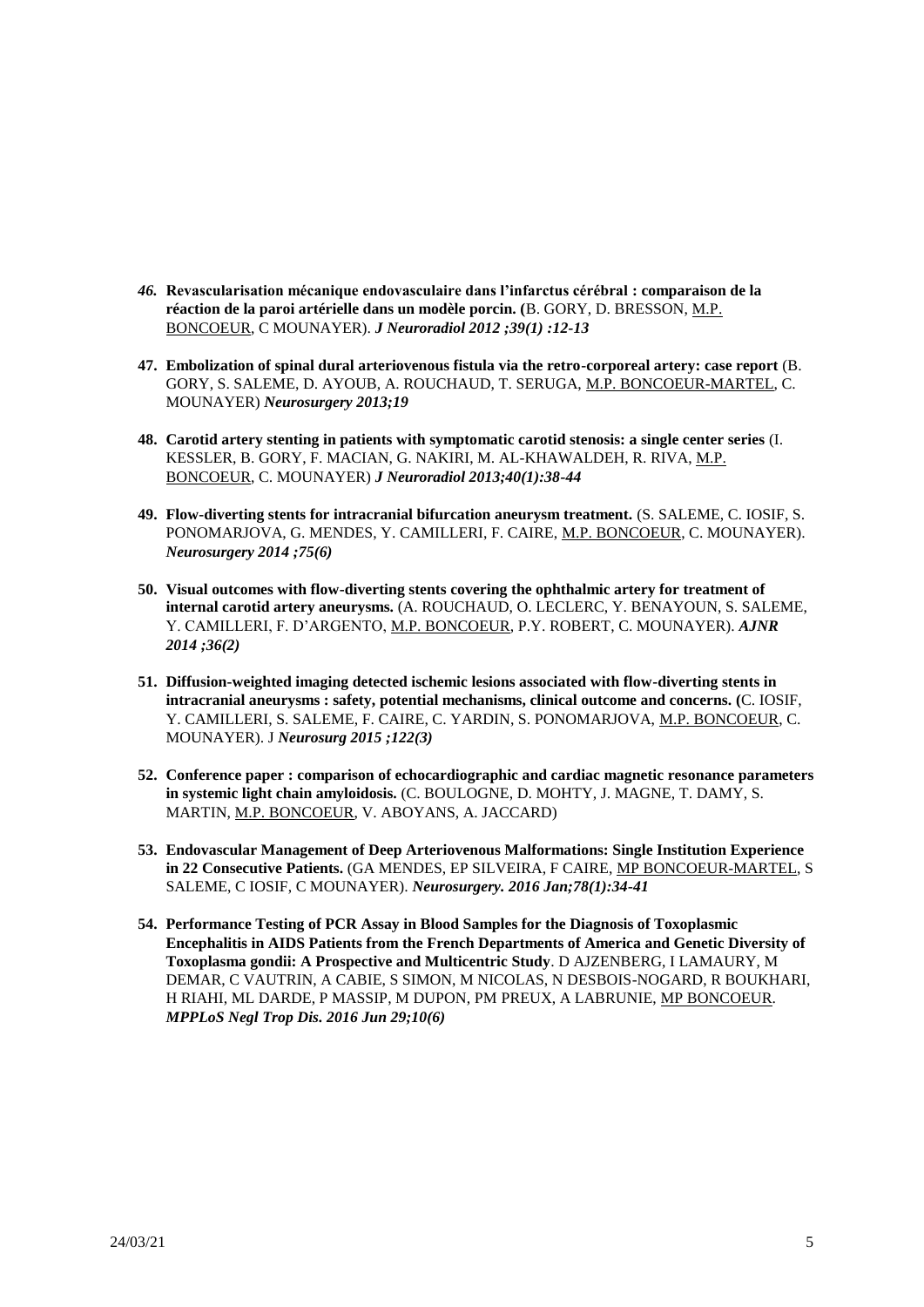46. **Revascularisation mécanique endovasculaire dans l'infarctus cérébral : comparaison de la réaction de la paroi artérielle dans un modèle porcin.** (B. GORY, D. BRESSON, M.P. BONCOEUR, C MOUNAYER). ***J Neuroradiol 2012 ;39(1) :12-13***

47. **Embolization of spinal dural arteriovenous fistula via the retro-corporeal artery: case report** (B. GORY, S. SALEME, D. AYOUB, A. ROUCHAUD, T. SERUGA, M.P. BONCOEUR-MARTEL, C. MOUNAYER) ***Neurosurgery 2013;19***

48. **Carotid artery stenting in patients with symptomatic carotid stenosis: a single center series** (I. KESSLER, B. GORY, F. MACIAN, G. NAKIRI, M. AL-KHAWALDEH, R. RIVA, M.P. BONCOEUR, C. MOUNAYER) ***J Neuroradiol 2013;40(1):38-44***

49. **Flow-diverting stents for intracranial bifurcation aneurysm treatment.** (S. SALEME, C. IOSIF, S. PONOMARJOVA, G. MENDES, Y. CAMILLERI, F. CAIRE, M.P. BONCOEUR, C. MOUNAYER). ***Neurosurgery 2014 ;75(6)***

50. **Visual outcomes with flow-diverting stents covering the ophthalmic artery for treatment of internal carotid artery aneurysms.** (A. ROUCHAUD, O. LECLERC, Y. BENAYOUN, S. SALEME, Y. CAMILLERI, F. D'ARGENTO, M.P. BONCOEUR, P.Y. ROBERT, C. MOUNAYER). ***AJNR 2014 ;36(2)***

51. **Diffusion-weighted imaging detected ischemic lesions associated with flow-diverting stents in intracranial aneurysms : safety, potential mechanisms, clinical outcome and concerns.** (C. IOSIF, Y. CAMILLERI, S. SALEME, F. CAIRE, C. YARDIN, S. PONOMARJOVA, M.P. BONCOEUR, C. MOUNAYER). J ***Neurosurg 2015 ;122(3)***

52. **Conference paper : comparison of echocardiographic and cardiac magnetic resonance parameters in systemic light chain amyloidosis.** (C. BOULOGNE, D. MOHTY, J. MAGNE, T. DAMY, S. MARTIN, M.P. BONCOEUR, V. ABOYANS, A. JACCARD)

53. **Endovascular Management of Deep Arteriovenous Malformations: Single Institution Experience in 22 Consecutive Patients.** (GA MENDES, EP SILVEIRA, F CAIRE, MP BONCOEUR-MARTEL, S SALEME, C IOSIF, C MOUNAYER). ***Neurosurgery. 2016 Jan;78(1):34-41***

54. **Performance Testing of PCR Assay in Blood Samples for the Diagnosis of Toxoplasmic Encephalitis in AIDS Patients from the French Departments of America and Genetic Diversity of Toxoplasma gondii: A Prospective and Multicentric Study**. D AJZENBERG, I LAMAURY, M DEMAR, C VAUTRIN, A CABIE, S SIMON, M NICOLAS, N DESBOIS-NOGARD, R BOUKHARI, H RIAHI, ML DARDE, P MASSIP, M DUPON, PM PREUX, A LABRUNIE, MP BONCOEUR. ***MPPLoS Negl Trop Dis. 2016 Jun 29;10(6)***

24/03/21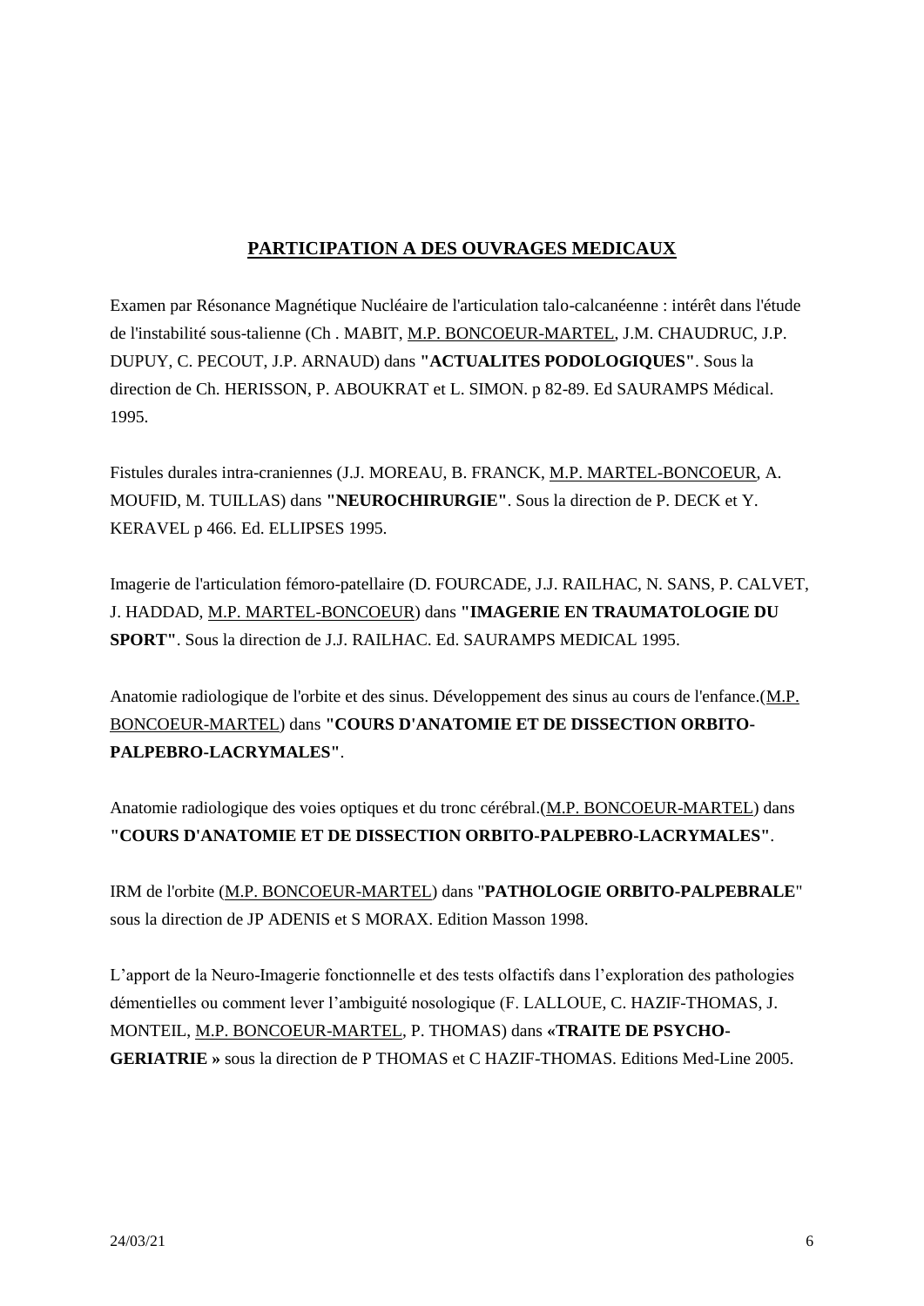## PARTICIPATION A DES OUVRAGES MEDICAUX

Examen par Résonance Magnétique Nucléaire de l'articulation talo-calcanéenne : intérêt dans l'étude de l'instabilité sous-talienne (Ch . MABIT, M.P. BONCOEUR-MARTEL, J.M. CHAUDRUC, J.P. DUPUY, C. PECOUT, J.P. ARNAUD) dans **"ACTUALITES PODOLOGIQUES"**. Sous la direction de Ch. HERISSON, P. ABOUKRAT et L. SIMON. p 82-89. Ed SAURAMPS Médical. 1995.

Fistules durales intra-craniennes (J.J. MOREAU, B. FRANCK, M.P. MARTEL-BONCOEUR, A. MOUFID, M. TUILLAS) dans **"NEUROCHIRURGIE"**. Sous la direction de P. DECK et Y. KERAVEL p 466. Ed. ELLIPSES 1995.

Imagerie de l'articulation fémoro-patellaire (D. FOURCADE, J.J. RAILHAC, N. SANS, P. CALVET, J. HADDAD, M.P. MARTEL-BONCOEUR) dans **"IMAGERIE EN TRAUMATOLOGIE DU SPORT"**. Sous la direction de J.J. RAILHAC. Ed. SAURAMPS MEDICAL 1995.

Anatomie radiologique de l'orbite et des sinus. Développement des sinus au cours de l'enfance.(M.P. BONCOEUR-MARTEL) dans **"COURS D'ANATOMIE ET DE DISSECTION ORBITO-PALPEBRO-LACRYMALES"**.

Anatomie radiologique des voies optiques et du tronc cérébral.(M.P. BONCOEUR-MARTEL) dans **"COURS D'ANATOMIE ET DE DISSECTION ORBITO-PALPEBRO-LACRYMALES"**.

IRM de l'orbite (M.P. BONCOEUR-MARTEL) dans "**PATHOLOGIE ORBITO-PALPEBRALE**" sous la direction de JP ADENIS et S MORAX. Edition Masson 1998.

L'apport de la Neuro-Imagerie fonctionnelle et des tests olfactifs dans l'exploration des pathologies démentielles ou comment lever l'ambiguité nosologique (F. LALLOUE, C. HAZIF-THOMAS, J. MONTEIL, M.P. BONCOEUR-MARTEL, P. THOMAS) dans **«TRAITE DE PSYCHO-GERIATRIE »** sous la direction de P THOMAS et C HAZIF-THOMAS. Editions Med-Line 2005.